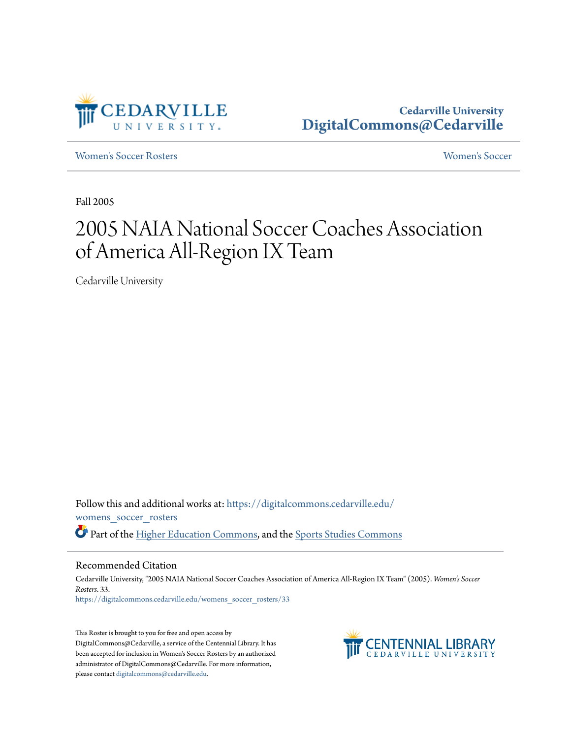Cedarville University
DigitalCommons@Cedarville

Women's Soccer Rosters — Women's Soccer

Fall 2005

# 2005 NAIA National Soccer Coaches Association of America All-Region IX Team

Cedarville University

Follow this and additional works at: https://digitalcommons.cedarville.edu/womens_soccer_rosters

Part of the Higher Education Commons, and the Sports Studies Commons

## Recommended Citation

Cedarville University, "2005 NAIA National Soccer Coaches Association of America All-Region IX Team" (2005). *Women's Soccer Rosters*. 33.
https://digitalcommons.cedarville.edu/womens_soccer_rosters/33

This Roster is brought to you for free and open access by DigitalCommons@Cedarville, a service of the Centennial Library. It has been accepted for inclusion in Women's Soccer Rosters by an authorized administrator of DigitalCommons@Cedarville. For more information, please contact digitalcommons@cedarville.edu.

CENTENNIAL LIBRARY
CEDARVILLE UNIVERSITY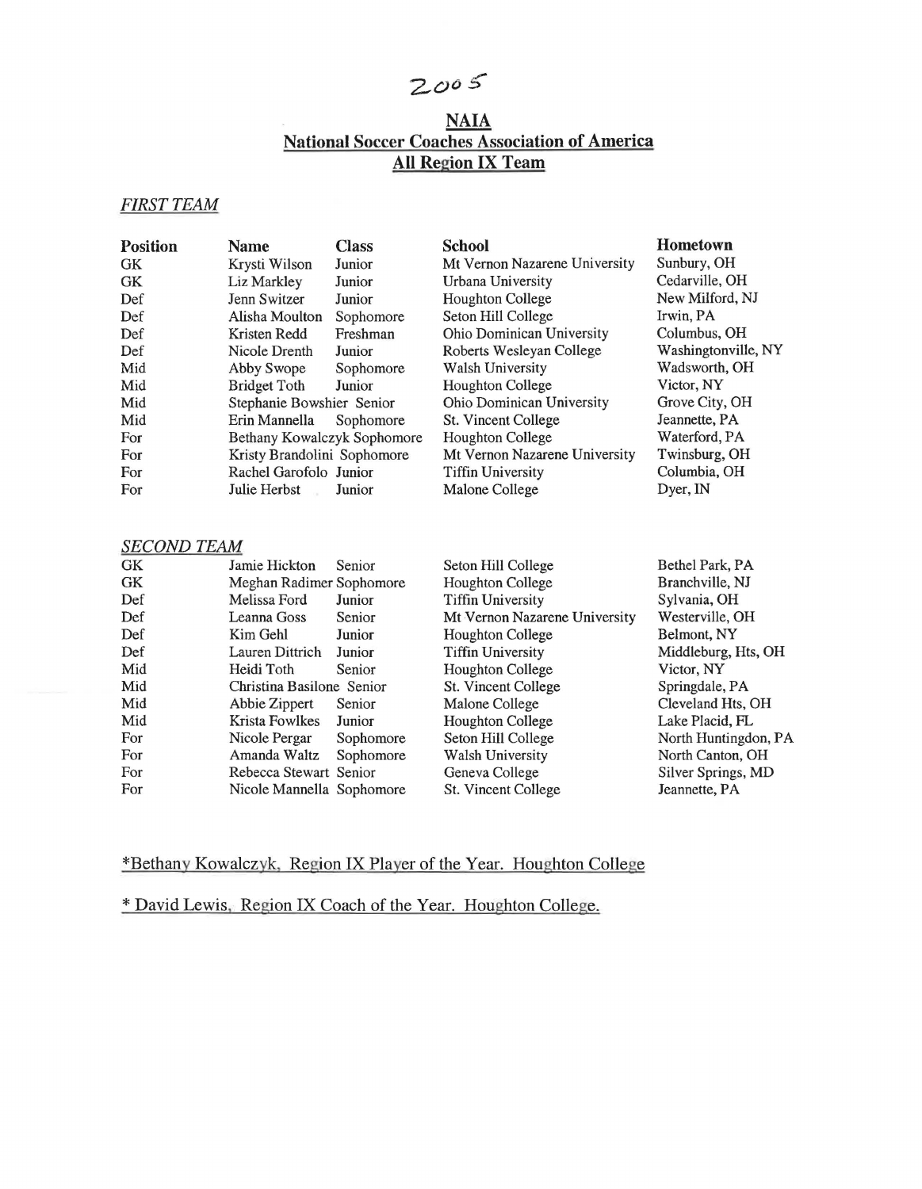2005

## NAIA
## National Soccer Coaches Association of America
## All Region IX Team

*FIRST TEAM*

| Position | Name | Class | School | Hometown |
|---|---|---|---|---|
| GK | Krysti Wilson | Junior | Mt Vernon Nazarene University | Sunbury, OH |
| GK | Liz Markley | Junior | Urbana University | Cedarville, OH |
| Def | Jenn Switzer | Junior | Houghton College | New Milford, NJ |
| Def | Alisha Moulton | Sophomore | Seton Hill College | Irwin, PA |
| Def | Kristen Redd | Freshman | Ohio Dominican University | Columbus, OH |
| Def | Nicole Drenth | Junior | Roberts Wesleyan College | Washingtonville, NY |
| Mid | Abby Swope | Sophomore | Walsh University | Wadsworth, OH |
| Mid | Bridget Toth | Junior | Houghton College | Victor, NY |
| Mid | Stephanie Bowshier | Senior | Ohio Dominican University | Grove City, OH |
| Mid | Erin Mannella | Sophomore | St. Vincent College | Jeannette, PA |
| For | Bethany Kowalczyk | Sophomore | Houghton College | Waterford, PA |
| For | Kristy Brandolini | Sophomore | Mt Vernon Nazarene University | Twinsburg, OH |
| For | Rachel Garofolo | Junior | Tiffin University | Columbia, OH |
| For | Julie Herbst | Junior | Malone College | Dyer, IN |

*SECOND TEAM*

| Position | Name | Class | School | Hometown |
|---|---|---|---|---|
| GK | Jamie Hickton | Senior | Seton Hill College | Bethel Park, PA |
| GK | Meghan Radimer | Sophomore | Houghton College | Branchville, NJ |
| Def | Melissa Ford | Junior | Tiffin University | Sylvania, OH |
| Def | Leanna Goss | Senior | Mt Vernon Nazarene University | Westerville, OH |
| Def | Kim Gehl | Junior | Houghton College | Belmont, NY |
| Def | Lauren Dittrich | Junior | Tiffin University | Middleburg, Hts, OH |
| Mid | Heidi Toth | Senior | Houghton College | Victor, NY |
| Mid | Christina Basilone | Senior | St. Vincent College | Springdale, PA |
| Mid | Abbie Zippert | Senior | Malone College | Cleveland Hts, OH |
| Mid | Krista Fowlkes | Junior | Houghton College | Lake Placid, FL |
| For | Nicole Pergar | Sophomore | Seton Hill College | North Huntingdon, PA |
| For | Amanda Waltz | Sophomore | Walsh University | North Canton, OH |
| For | Rebecca Stewart | Senior | Geneva College | Silver Springs, MD |
| For | Nicole Mannella | Sophomore | St. Vincent College | Jeannette, PA |

*Bethany Kowalczyk, Region IX Player of the Year. Houghton College

* David Lewis, Region IX Coach of the Year. Houghton College.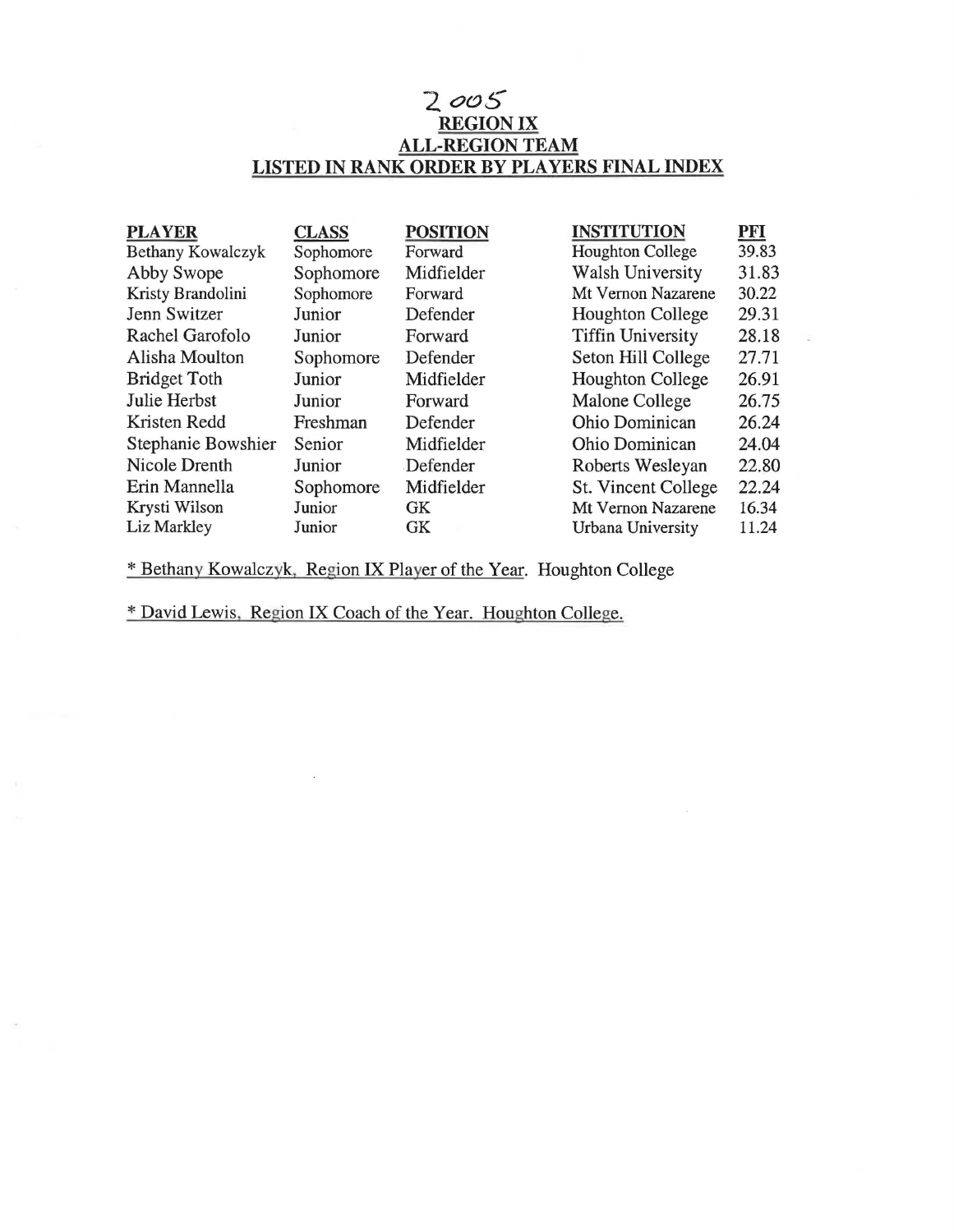# 2005

## REGION IX
## ALL-REGION TEAM
## LISTED IN RANK ORDER BY PLAYERS FINAL INDEX

| PLAYER | CLASS | POSITION | INSTITUTION | PFI |
|---|---|---|---|---|
| Bethany Kowalczyk | Sophomore | Forward | Houghton College | 39.83 |
| Abby Swope | Sophomore | Midfielder | Walsh University | 31.83 |
| Kristy Brandolini | Sophomore | Forward | Mt Vernon Nazarene | 30.22 |
| Jenn Switzer | Junior | Defender | Houghton College | 29.31 |
| Rachel Garofolo | Junior | Forward | Tiffin University | 28.18 |
| Alisha Moulton | Sophomore | Defender | Seton Hill College | 27.71 |
| Bridget Toth | Junior | Midfielder | Houghton College | 26.91 |
| Julie Herbst | Junior | Forward | Malone College | 26.75 |
| Kristen Redd | Freshman | Defender | Ohio Dominican | 26.24 |
| Stephanie Bowshier | Senior | Midfielder | Ohio Dominican | 24.04 |
| Nicole Drenth | Junior | Defender | Roberts Wesleyan | 22.80 |
| Erin Mannella | Sophomore | Midfielder | St. Vincent College | 22.24 |
| Krysti Wilson | Junior | GK | Mt Vernon Nazarene | 16.34 |
| Liz Markley | Junior | GK | Urbana University | 11.24 |

* Bethany Kowalczyk, Region IX Player of the Year. Houghton College

* David Lewis, Region IX Coach of the Year. Houghton College.